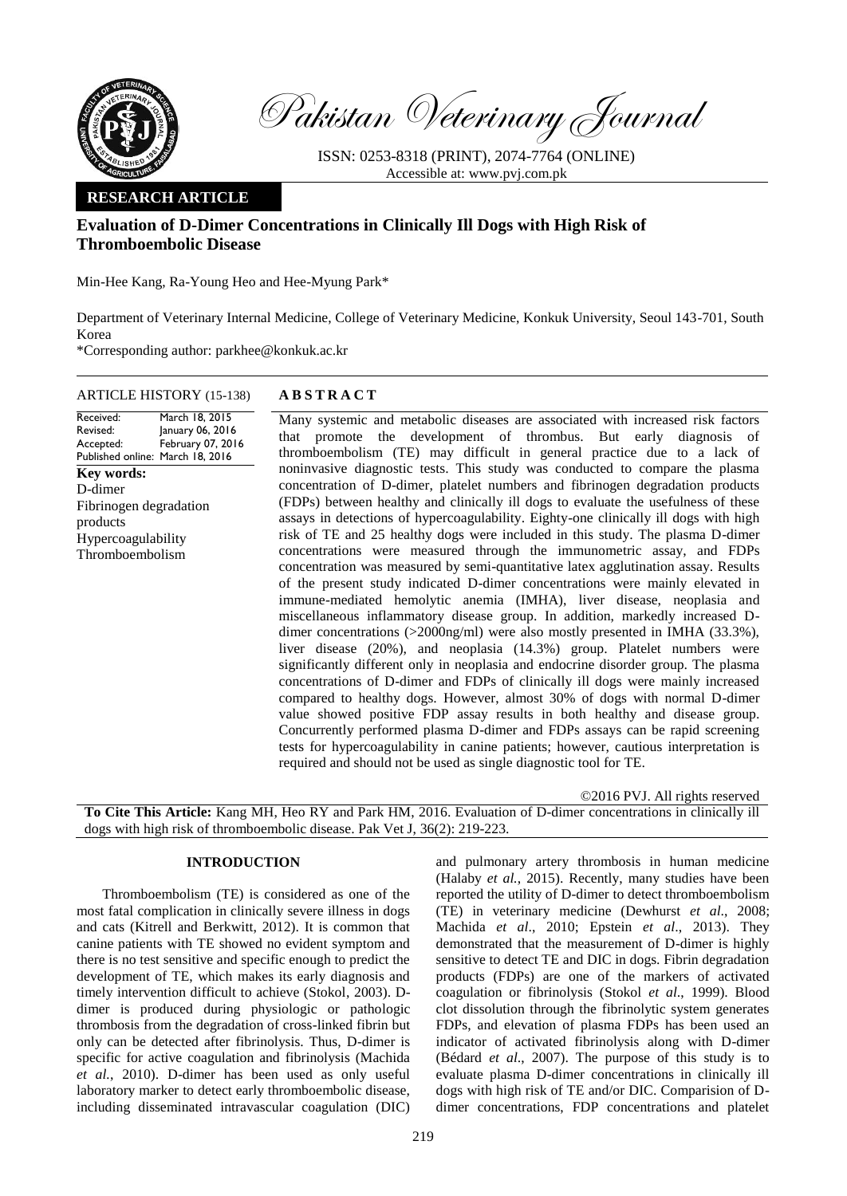Pakistan Veterinary Journal

ISSN: 0253-8318 (PRINT), 2074-7764 (ONLINE)
Accessible at: www.pvj.com.pk

**RESEARCH ARTICLE**

# Evaluation of D-Dimer Concentrations in Clinically Ill Dogs with High Risk of Thromboembolic Disease

Min-Hee Kang, Ra-Young Heo and Hee-Myung Park*

Department of Veterinary Internal Medicine, College of Veterinary Medicine, Konkuk University, Seoul 143-701, South Korea

*Corresponding author: parkhee@konkuk.ac.kr

**ARTICLE HISTORY** (15-138)

Received: March 18, 2015
Revised: January 06, 2016
Accepted: February 07, 2016
Published online: March 18, 2016

**Key words:**
D-dimer
Fibrinogen degradation products
Hypercoagulability
Thromboembolism

## ABSTRACT

Many systemic and metabolic diseases are associated with increased risk factors that promote the development of thrombus. But early diagnosis of thromboembolism (TE) may difficult in general practice due to a lack of noninvasive diagnostic tests. This study was conducted to compare the plasma concentration of D-dimer, platelet numbers and fibrinogen degradation products (FDPs) between healthy and clinically ill dogs to evaluate the usefulness of these assays in detections of hypercoagulability. Eighty-one clinically ill dogs with high risk of TE and 25 healthy dogs were included in this study. The plasma D-dimer concentrations were measured through the immunometric assay, and FDPs concentration was measured by semi-quantitative latex agglutination assay. Results of the present study indicated D-dimer concentrations were mainly elevated in immune-mediated hemolytic anemia (IMHA), liver disease, neoplasia and miscellaneous inflammatory disease group. In addition, markedly increased D-dimer concentrations (>2000ng/ml) were also mostly presented in IMHA (33.3%), liver disease (20%), and neoplasia (14.3%) group. Platelet numbers were significantly different only in neoplasia and endocrine disorder group. The plasma concentrations of D-dimer and FDPs of clinically ill dogs were mainly increased compared to healthy dogs. However, almost 30% of dogs with normal D-dimer value showed positive FDP assay results in both healthy and disease group. Concurrently performed plasma D-dimer and FDPs assays can be rapid screening tests for hypercoagulability in canine patients; however, cautious interpretation is required and should not be used as single diagnostic tool for TE.

©2016 PVJ. All rights reserved

**To Cite This Article:** Kang MH, Heo RY and Park HM, 2016. Evaluation of D-dimer concentrations in clinically ill dogs with high risk of thromboembolic disease. Pak Vet J, 36(2): 219-223.

## INTRODUCTION

Thromboembolism (TE) is considered as one of the most fatal complication in clinically severe illness in dogs and cats (Kitrell and Berkwitt, 2012). It is common that canine patients with TE showed no evident symptom and there is no test sensitive and specific enough to predict the development of TE, which makes its early diagnosis and timely intervention difficult to achieve (Stokol, 2003). D-dimer is produced during physiologic or pathologic thrombosis from the degradation of cross-linked fibrin but only can be detected after fibrinolysis. Thus, D-dimer is specific for active coagulation and fibrinolysis (Machida *et al.*, 2010). D-dimer has been used as only useful laboratory marker to detect early thromboembolic disease, including disseminated intravascular coagulation (DIC) and pulmonary artery thrombosis in human medicine (Halaby *et al.*, 2015). Recently, many studies have been reported the utility of D-dimer to detect thromboembolism (TE) in veterinary medicine (Dewhurst *et al.*, 2008; Machida *et al.*, 2010; Epstein *et al.*, 2013). They demonstrated that the measurement of D-dimer is highly sensitive to detect TE and DIC in dogs. Fibrin degradation products (FDPs) are one of the markers of activated coagulation or fibrinolysis (Stokol *et al.*, 1999). Blood clot dissolution through the fibrinolytic system generates FDPs, and elevation of plasma FDPs has been used an indicator of activated fibrinolysis along with D-dimer (Bédard *et al.*, 2007). The purpose of this study is to evaluate plasma D-dimer concentrations in clinically ill dogs with high risk of TE and/or DIC. Comparision of D-dimer concentrations, FDP concentrations and platelet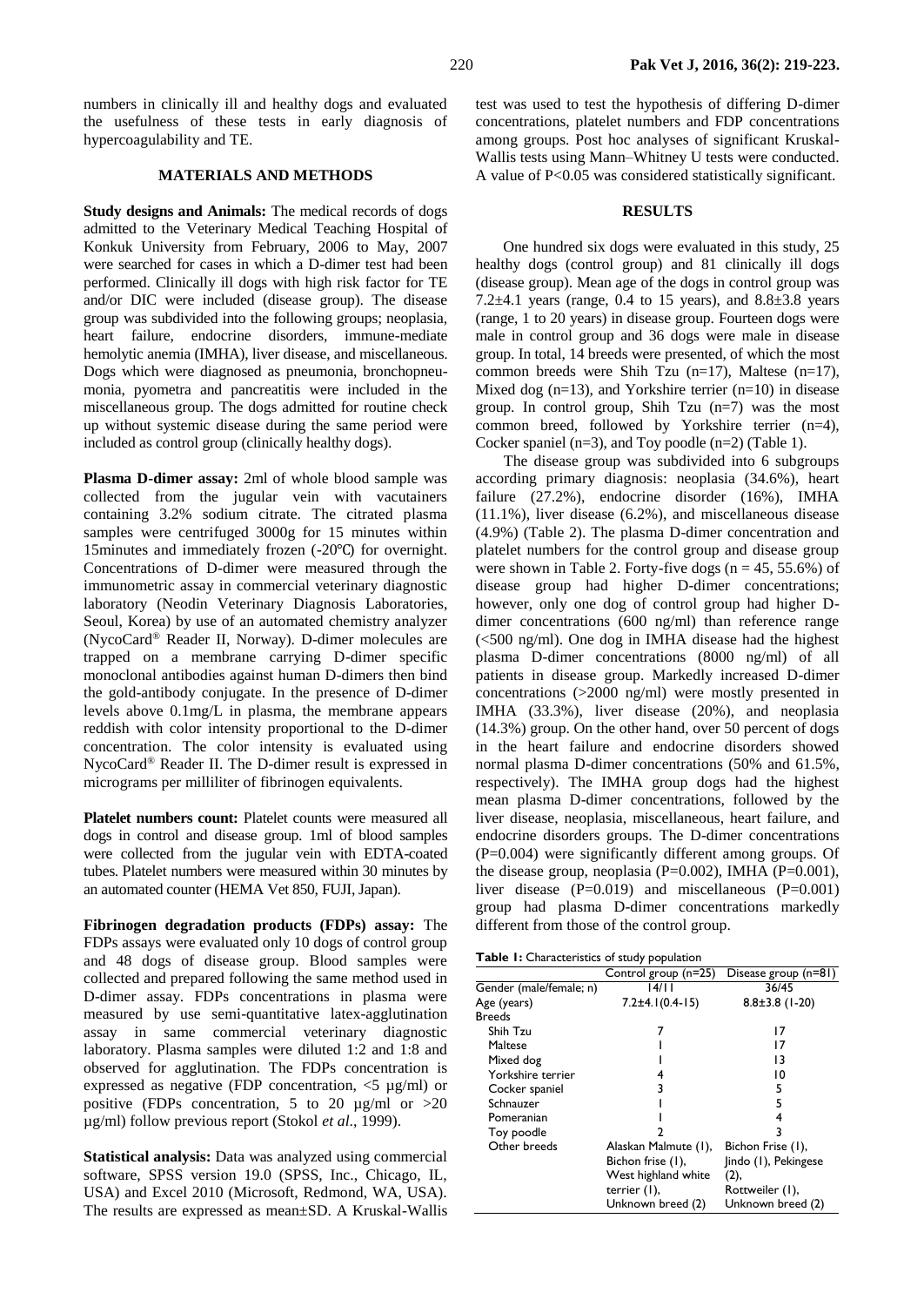numbers in clinically ill and healthy dogs and evaluated the usefulness of these tests in early diagnosis of hypercoagulability and TE.

## MATERIALS AND METHODS

**Study designs and Animals:** The medical records of dogs admitted to the Veterinary Medical Teaching Hospital of Konkuk University from February, 2006 to May, 2007 were searched for cases in which a D-dimer test had been performed. Clinically ill dogs with high risk factor for TE and/or DIC were included (disease group). The disease group was subdivided into the following groups; neoplasia, heart failure, endocrine disorders, immune-mediate hemolytic anemia (IMHA), liver disease, and miscellaneous. Dogs which were diagnosed as pneumonia, bronchopneumonia, pyometra and pancreatitis were included in the miscellaneous group. The dogs admitted for routine check up without systemic disease during the same period were included as control group (clinically healthy dogs).

**Plasma D-dimer assay:** 2ml of whole blood sample was collected from the jugular vein with vacutainers containing 3.2% sodium citrate. The citrated plasma samples were centrifuged 3000g for 15 minutes within 15minutes and immediately frozen (-20°C) for overnight. Concentrations of D-dimer were measured through the immunometric assay in commercial veterinary diagnostic laboratory (Neodin Veterinary Diagnosis Laboratories, Seoul, Korea) by use of an automated chemistry analyzer (NycoCard® Reader II, Norway). D-dimer molecules are trapped on a membrane carrying D-dimer specific monoclonal antibodies against human D-dimers then bind the gold-antibody conjugate. In the presence of D-dimer levels above 0.1mg/L in plasma, the membrane appears reddish with color intensity proportional to the D-dimer concentration. The color intensity is evaluated using NycoCard® Reader II. The D-dimer result is expressed in micrograms per milliliter of fibrinogen equivalents.

**Platelet numbers count:** Platelet counts were measured all dogs in control and disease group. 1ml of blood samples were collected from the jugular vein with EDTA-coated tubes. Platelet numbers were measured within 30 minutes by an automated counter (HEMA Vet 850, FUJI, Japan).

**Fibrinogen degradation products (FDPs) assay:** The FDPs assays were evaluated only 10 dogs of control group and 48 dogs of disease group. Blood samples were collected and prepared following the same method used in D-dimer assay. FDPs concentrations in plasma were measured by use semi-quantitative latex-agglutination assay in same commercial veterinary diagnostic laboratory. Plasma samples were diluted 1:2 and 1:8 and observed for agglutination. The FDPs concentration is expressed as negative (FDP concentration, <5 µg/ml) or positive (FDPs concentration, 5 to 20 µg/ml or >20 µg/ml) follow previous report (Stokol *et al*., 1999).

**Statistical analysis:** Data was analyzed using commercial software, SPSS version 19.0 (SPSS, Inc., Chicago, IL, USA) and Excel 2010 (Microsoft, Redmond, WA, USA). The results are expressed as mean±SD. A Kruskal-Wallis test was used to test the hypothesis of differing D-dimer concentrations, platelet numbers and FDP concentrations among groups. Post hoc analyses of significant Kruskal-Wallis tests using Mann–Whitney U tests were conducted. A value of $P<0.05$ was considered statistically significant.

## RESULTS

One hundred six dogs were evaluated in this study, 25 healthy dogs (control group) and 81 clinically ill dogs (disease group). Mean age of the dogs in control group was 7.2±4.1 years (range, 0.4 to 15 years), and 8.8±3.8 years (range, 1 to 20 years) in disease group. Fourteen dogs were male in control group and 36 dogs were male in disease group. In total, 14 breeds were presented, of which the most common breeds were Shih Tzu (n=17), Maltese (n=17), Mixed dog (n=13), and Yorkshire terrier (n=10) in disease group. In control group, Shih Tzu (n=7) was the most common breed, followed by Yorkshire terrier (n=4), Cocker spaniel (n=3), and Toy poodle (n=2) (Table 1).

The disease group was subdivided into 6 subgroups according primary diagnosis: neoplasia (34.6%), heart failure (27.2%), endocrine disorder (16%), IMHA (11.1%), liver disease (6.2%), and miscellaneous disease (4.9%) (Table 2). The plasma D-dimer concentration and platelet numbers for the control group and disease group were shown in Table 2. Forty-five dogs (n = 45, 55.6%) of disease group had higher D-dimer concentrations; however, only one dog of control group had higher D-dimer concentrations (600 ng/ml) than reference range (<500 ng/ml). One dog in IMHA disease had the highest plasma D-dimer concentrations (8000 ng/ml) of all patients in disease group. Markedly increased D-dimer concentrations (>2000 ng/ml) were mostly presented in IMHA (33.3%), liver disease (20%), and neoplasia (14.3%) group. On the other hand, over 50 percent of dogs in the heart failure and endocrine disorders showed normal plasma D-dimer concentrations (50% and 61.5%, respectively). The IMHA group dogs had the highest mean plasma D-dimer concentrations, followed by the liver disease, neoplasia, miscellaneous, heart failure, and endocrine disorders groups. The D-dimer concentrations ($P=0.004$) were significantly different among groups. Of the disease group, neoplasia ($P=0.002$), IMHA ($P=0.001$), liver disease ($P=0.019$) and miscellaneous ($P=0.001$) group had plasma D-dimer concentrations markedly different from those of the control group.

**Table 1:** Characteristics of study population

| | Control group (n=25) | Disease group (n=81) |
|---|---|---|
| Gender (male/female; n) | 14/11 | 36/45 |
| Age (years) | 7.2±4.1(0.4-15) | 8.8±3.8 (1-20) |
| Breeds | | |
| Shih Tzu | 7 | 17 |
| Maltese | 1 | 17 |
| Mixed dog | 1 | 13 |
| Yorkshire terrier | 4 | 10 |
| Cocker spaniel | 3 | 5 |
| Schnauzer | 1 | 5 |
| Pomeranian | 1 | 4 |
| Toy poodle | 2 | 3 |
| Other breeds | Alaskan Malmute (1), Bichon frise (1), West highland white terrier (1), Unknown breed (2) | Bichon Frise (1), Jindo (1), Pekingese (2), Rottweiler (1), Unknown breed (2) |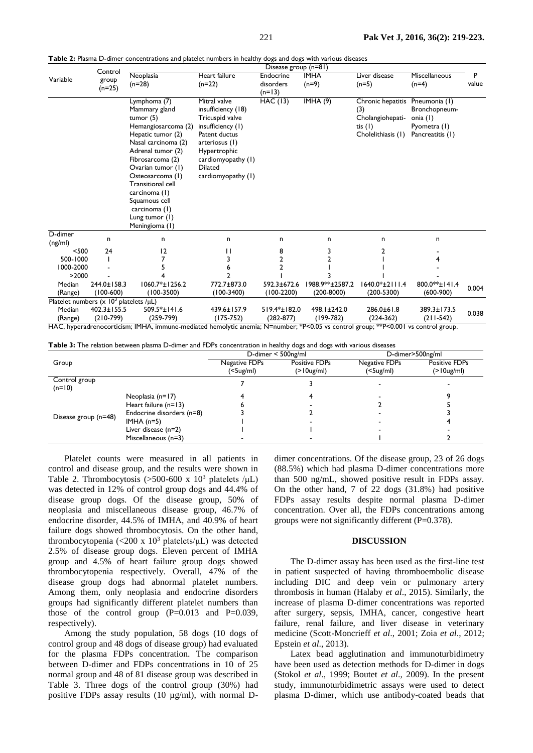**Table 2:** Plasma D-dimer concentrations and platelet numbers in healthy dogs and dogs with various diseases

| Variable | Control group (n=25) | Disease group (n=81) | | | | | | P value |
|---|---|---|---|---|---|---|---|---|
| | | Neoplasia (n=28) | Heart failure (n=22) | Endocrine disorders (n=13) | IMHA (n=9) | Liver disease (n=5) | Miscellaneous (n=4) | |
| | | Lymphoma (7) Mammary gland tumor (5) Hemangiosarcoma (2) Hepatic tumor (2) Nasal carcinoma (2) Adrenal tumor (2) Fibrosarcoma (2) Ovarian tumor (1) Osteosarcoma (1) Transitional cell carcinoma (1) Squamous cell carcinoma (1) Lung tumor (1) Meningioma (1) | Mitral valve insufficiency (18) Tricuspid valve insufficiency (1) Patent ductus arteriosus (1) Hypertrophic cardiomyopathy (1) Dilated cardiomyopathy (1) | HAC (13) | IMHA (9) | Chronic hepatitis (3) Cholangiohepatitis (1) Cholelithiasis (1) | Pneumonia (1) Bronchopneumonia (1) Pyometra (1) Pancreatitis (1) | |
| D-dimer (ng/ml) | n | n | n | n | n | n | n | |
| <500 | 24 | 12 | 11 | 8 | 3 | 2 | - | |
| 500-1000 | 1 | 7 | 3 | 2 | 2 | 1 | 4 | |
| 1000-2000 | - | 5 | 6 | 2 | 1 | - | - | |
| >2000 | - | 4 | 2 | 1 | 3 | 1 | - | |
| Median (Range) | 244.0±158.3 (100-600) | 1060.7*±1256.2 (100-3500) | 772.7±873.0 (100-3400) | 592.3±672.6 (100-2200) | 1988.9**±2587.2 (200-8000) | 1640.0*±2111.4 (200-5300) | 800.0**±141.4 (600-900) | 0.004 |
| Platelet numbers (x $10^3$ platelets /μL) | | | | | | | | |
| Median (Range) | 402.3±155.5 (210-799) | 509.5*±141.6 (259-799) | 439.6±157.9 (175-752) | 519.4*±182.0 (282-877) | 498.1±242.0 (199-782) | 286.0±61.8 (224-362) | 389.3±173.5 (211-542) | 0.038 |

HAC, hyperadrenocorticism; IMHA, immune-mediated hemolytic anemia; N=number; *P<0.05 vs control group; **P<0.001 vs control group.

**Table 3:** The relation between plasma D-dimer and FDPs concentration in healthy dogs and dogs with various diseases

| Group | | D-dimer < 500ng/ml | | D-dimer>500ng/ml | |
|---|---|---|---|---|---|
| | | Negative FDPs (<5ug/ml) | Positive FDPs (>10ug/ml) | Negative FDPs (<5ug/ml) | Positive FDPs (>10ug/ml) |
| Control group (n=10) | | 7 | 3 | - | - |
| Disease group (n=48) | Neoplasia (n=17) | 4 | 4 | - | 9 |
| | Heart failure (n=13) | 6 | - | 2 | 5 |
| | Endocrine disorders (n=8) | 3 | 2 | - | 3 |
| | IMHA (n=5) | 1 | - | - | 4 |
| | Liver disease (n=2) | 1 | 1 | - | - |
| | Miscellaneous (n=3) | - | - | 1 | 2 |

Platelet counts were measured in all patients in control and disease group, and the results were shown in Table 2. Thrombocytosis (>500-600 x $10^3$ platelets /μL) was detected in 12% of control group dogs and 44.4% of disease group dogs. Of the disease group, 50% of neoplasia and miscellaneous disease group, 46.7% of endocrine disorder, 44.5% of IMHA, and 40.9% of heart failure dogs showed thrombocytosis. On the other hand, thrombocytopenia (<200 x $10^3$ platelets/μL) was detected 2.5% of disease group dogs. Eleven percent of IMHA group and 4.5% of heart failure group dogs showed thrombocytopenia respectively. Overall, 47% of the disease group dogs had abnormal platelet numbers. Among them, only neoplasia and endocrine disorders groups had significantly different platelet numbers than those of the control group (P=0.013 and P=0.039, respectively).

Among the study population, 58 dogs (10 dogs of control group and 48 dogs of disease group) had evaluated for the plasma FDPs concentration. The comparison between D-dimer and FDPs concentrations in 10 of 25 normal group and 48 of 81 disease group was described in Table 3. Three dogs of the control group (30%) had positive FDPs assay results (10 μg/ml), with normal D-dimer concentrations. Of the disease group, 23 of 26 dogs (88.5%) which had plasma D-dimer concentrations more than 500 ng/mL, showed positive result in FDPs assay. On the other hand, 7 of 22 dogs (31.8%) had positive FDPs assay results despite normal plasma D-dimer concentration. Over all, the FDPs concentrations among groups were not significantly different (P=0.378).

## DISCUSSION

The D-dimer assay has been used as the first-line test in patient suspected of having thromboembolic disease including DIC and deep vein or pulmonary artery thrombosis in human (Halaby *et al*., 2015). Similarly, the increase of plasma D-dimer concentrations was reported after surgery, sepsis, IMHA, cancer, congestive heart failure, renal failure, and liver disease in veterinary medicine (Scott-Moncrieff *et al*., 2001; Zoia *et al*., 2012; Epstein *et al*., 2013).

Latex bead agglutination and immunoturbidimetry have been used as detection methods for D-dimer in dogs (Stokol *et al*., 1999; Boutet *et al*., 2009). In the present study, immunoturbidimetric assays were used to detect plasma D-dimer, which use antibody-coated beads that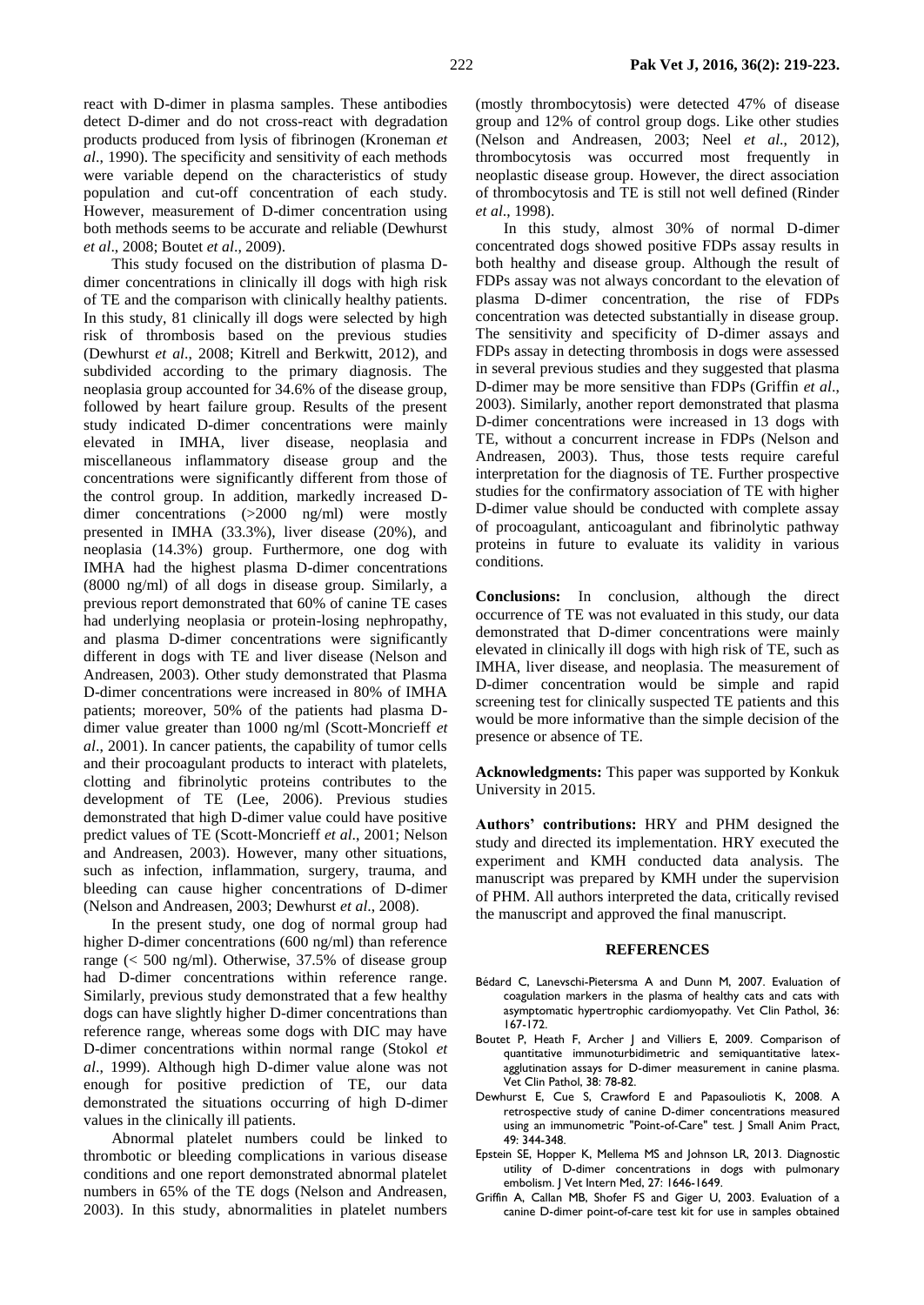react with D-dimer in plasma samples. These antibodies detect D-dimer and do not cross-react with degradation products produced from lysis of fibrinogen (Kroneman *et al*., 1990). The specificity and sensitivity of each methods were variable depend on the characteristics of study population and cut-off concentration of each study. However, measurement of D-dimer concentration using both methods seems to be accurate and reliable (Dewhurst *et al*., 2008; Boutet *et al*., 2009).

This study focused on the distribution of plasma D-dimer concentrations in clinically ill dogs with high risk of TE and the comparison with clinically healthy patients. In this study, 81 clinically ill dogs were selected by high risk of thrombosis based on the previous studies (Dewhurst *et al*., 2008; Kitrell and Berkwitt, 2012), and subdivided according to the primary diagnosis. The neoplasia group accounted for 34.6% of the disease group, followed by heart failure group. Results of the present study indicated D-dimer concentrations were mainly elevated in IMHA, liver disease, neoplasia and miscellaneous inflammatory disease group and the concentrations were significantly different from those of the control group. In addition, markedly increased D-dimer concentrations (>2000 ng/ml) were mostly presented in IMHA (33.3%), liver disease (20%), and neoplasia (14.3%) group. Furthermore, one dog with IMHA had the highest plasma D-dimer concentrations (8000 ng/ml) of all dogs in disease group. Similarly, a previous report demonstrated that 60% of canine TE cases had underlying neoplasia or protein-losing nephropathy, and plasma D-dimer concentrations were significantly different in dogs with TE and liver disease (Nelson and Andreasen, 2003). Other study demonstrated that Plasma D-dimer concentrations were increased in 80% of IMHA patients; moreover, 50% of the patients had plasma D-dimer value greater than 1000 ng/ml (Scott-Moncrieff *et al*., 2001). In cancer patients, the capability of tumor cells and their procoagulant products to interact with platelets, clotting and fibrinolytic proteins contributes to the development of TE (Lee, 2006). Previous studies demonstrated that high D-dimer value could have positive predict values of TE (Scott-Moncrieff *et al*., 2001; Nelson and Andreasen, 2003). However, many other situations, such as infection, inflammation, surgery, trauma, and bleeding can cause higher concentrations of D-dimer (Nelson and Andreasen, 2003; Dewhurst *et al*., 2008).

In the present study, one dog of normal group had higher D-dimer concentrations (600 ng/ml) than reference range (< 500 ng/ml). Otherwise, 37.5% of disease group had D-dimer concentrations within reference range. Similarly, previous study demonstrated that a few healthy dogs can have slightly higher D-dimer concentrations than reference range, whereas some dogs with DIC may have D-dimer concentrations within normal range (Stokol *et al*., 1999). Although high D-dimer value alone was not enough for positive prediction of TE, our data demonstrated the situations occurring of high D-dimer values in the clinically ill patients.

Abnormal platelet numbers could be linked to thrombotic or bleeding complications in various disease conditions and one report demonstrated abnormal platelet numbers in 65% of the TE dogs (Nelson and Andreasen, 2003). In this study, abnormalities in platelet numbers (mostly thrombocytosis) were detected 47% of disease group and 12% of control group dogs. Like other studies (Nelson and Andreasen, 2003; Neel *et al*., 2012), thrombocytosis was occurred most frequently in neoplastic disease group. However, the direct association of thrombocytosis and TE is still not well defined (Rinder *et al*., 1998).

In this study, almost 30% of normal D-dimer concentrated dogs showed positive FDPs assay results in both healthy and disease group. Although the result of FDPs assay was not always concordant to the elevation of plasma D-dimer concentration, the rise of FDPs concentration was detected substantially in disease group. The sensitivity and specificity of D-dimer assays and FDPs assay in detecting thrombosis in dogs were assessed in several previous studies and they suggested that plasma D-dimer may be more sensitive than FDPs (Griffin *et al*., 2003). Similarly, another report demonstrated that plasma D-dimer concentrations were increased in 13 dogs with TE, without a concurrent increase in FDPs (Nelson and Andreasen, 2003). Thus, those tests require careful interpretation for the diagnosis of TE. Further prospective studies for the confirmatory association of TE with higher D-dimer value should be conducted with complete assay of procoagulant, anticoagulant and fibrinolytic pathway proteins in future to evaluate its validity in various conditions.

**Conclusions:** In conclusion, although the direct occurrence of TE was not evaluated in this study, our data demonstrated that D-dimer concentrations were mainly elevated in clinically ill dogs with high risk of TE, such as IMHA, liver disease, and neoplasia. The measurement of D-dimer concentration would be simple and rapid screening test for clinically suspected TE patients and this would be more informative than the simple decision of the presence or absence of TE.

**Acknowledgments:** This paper was supported by Konkuk University in 2015.

**Authors' contributions:** HRY and PHM designed the study and directed its implementation. HRY executed the experiment and KMH conducted data analysis. The manuscript was prepared by KMH under the supervision of PHM. All authors interpreted the data, critically revised the manuscript and approved the final manuscript.

## REFERENCES

Bédard C, Lanevschi-Pietersma A and Dunn M, 2007. Evaluation of coagulation markers in the plasma of healthy cats and cats with asymptomatic hypertrophic cardiomyopathy. Vet Clin Pathol, 36: 167-172.

Boutet P, Heath F, Archer J and Villiers E, 2009. Comparison of quantitative immunoturbidimetric and semiquantitative latex-agglutination assays for D-dimer measurement in canine plasma. Vet Clin Pathol, 38: 78-82.

Dewhurst E, Cue S, Crawford E and Papasouliotis K, 2008. A retrospective study of canine D-dimer concentrations measured using an immunometric "Point-of-Care" test. J Small Anim Pract, 49: 344-348.

Epstein SE, Hopper K, Mellema MS and Johnson LR, 2013. Diagnostic utility of D-dimer concentrations in dogs with pulmonary embolism. J Vet Intern Med, 27: 1646-1649.

Griffin A, Callan MB, Shofer FS and Giger U, 2003. Evaluation of a canine D-dimer point-of-care test kit for use in samples obtained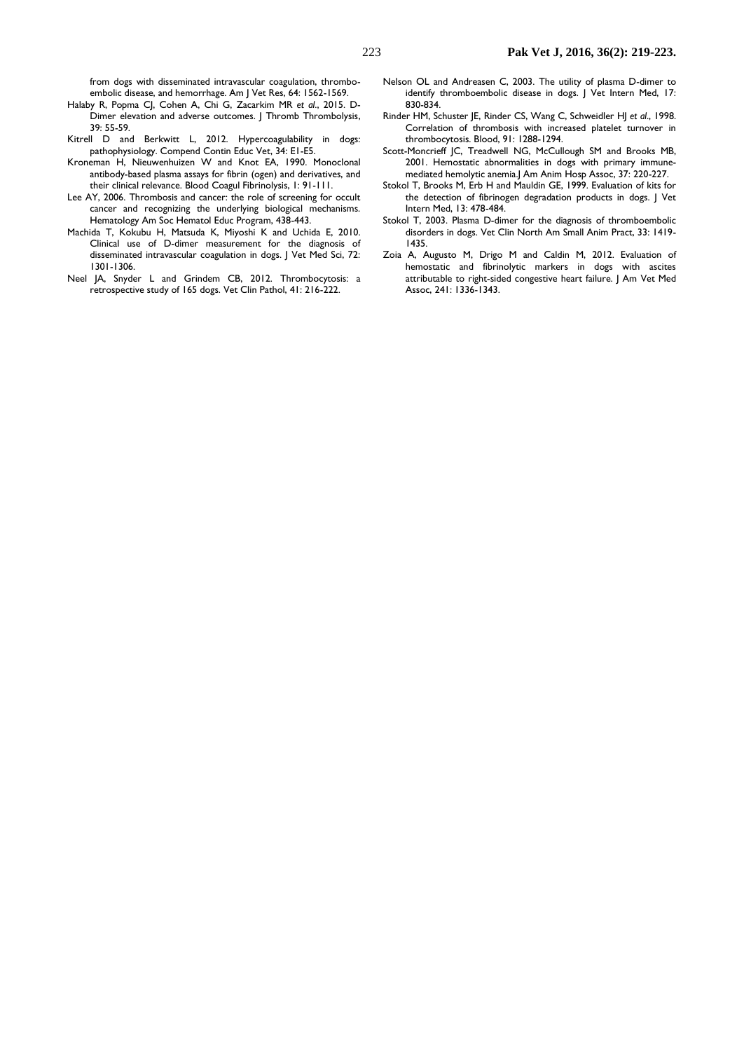from dogs with disseminated intravascular coagulation, thrombo-embolic disease, and hemorrhage. Am J Vet Res, 64: 1562-1569.

Halaby R, Popma CJ, Cohen A, Chi G, Zacarkim MR *et al*., 2015. D-Dimer elevation and adverse outcomes. J Thromb Thrombolysis, 39: 55-59.

Kitrell D and Berkwitt L, 2012. Hypercoagulability in dogs: pathophysiology. Compend Contin Educ Vet, 34: E1-E5.

Kroneman H, Nieuwenhuizen W and Knot EA, 1990. Monoclonal antibody-based plasma assays for fibrin (ogen) and derivatives, and their clinical relevance. Blood Coagul Fibrinolysis, 1: 91-111.

Lee AY, 2006. Thrombosis and cancer: the role of screening for occult cancer and recognizing the underlying biological mechanisms. Hematology Am Soc Hematol Educ Program, 438-443.

Machida T, Kokubu H, Matsuda K, Miyoshi K and Uchida E, 2010. Clinical use of D-dimer measurement for the diagnosis of disseminated intravascular coagulation in dogs. J Vet Med Sci, 72: 1301-1306.

Neel JA, Snyder L and Grindem CB, 2012. Thrombocytosis: a retrospective study of 165 dogs. Vet Clin Pathol, 41: 216-222.

Nelson OL and Andreasen C, 2003. The utility of plasma D-dimer to identify thromboembolic disease in dogs. J Vet Intern Med, 17: 830-834.

Rinder HM, Schuster JE, Rinder CS, Wang C, Schweidler HJ *et al*., 1998. Correlation of thrombosis with increased platelet turnover in thrombocytosis. Blood, 91: 1288-1294.

Scott-Moncrieff JC, Treadwell NG, McCullough SM and Brooks MB, 2001. Hemostatic abnormalities in dogs with primary immune-mediated hemolytic anemia.J Am Anim Hosp Assoc, 37: 220-227.

Stokol T, Brooks M, Erb H and Mauldin GE, 1999. Evaluation of kits for the detection of fibrinogen degradation products in dogs. J Vet Intern Med, 13: 478-484.

Stokol T, 2003. Plasma D-dimer for the diagnosis of thromboembolic disorders in dogs. Vet Clin North Am Small Anim Pract, 33: 1419-1435.

Zoia A, Augusto M, Drigo M and Caldin M, 2012. Evaluation of hemostatic and fibrinolytic markers in dogs with ascites attributable to right-sided congestive heart failure. J Am Vet Med Assoc, 241: 1336-1343.